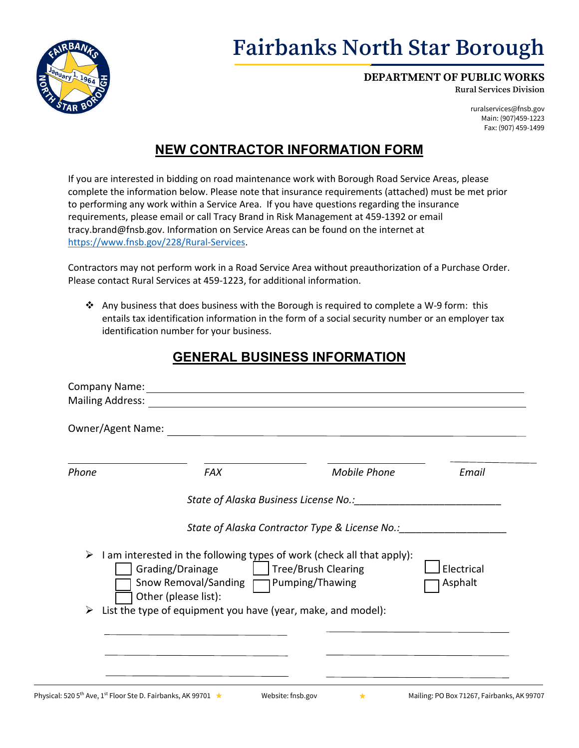# Fairbanks North Star Borough

**DEPARTMENT OF PUBLIC WORKS**
**Rural Services Division**

ruralservices@fnsb.gov
Main: (907)459-1223
Fax: (907) 459-1499

## NEW CONTRACTOR INFORMATION FORM

If you are interested in bidding on road maintenance work with Borough Road Service Areas, please complete the information below. Please note that insurance requirements (attached) must be met prior to performing any work within a Service Area. If you have questions regarding the insurance requirements, please email or call Tracy Brand in Risk Management at 459-1392 or email tracy.brand@fnsb.gov. Information on Service Areas can be found on the internet at https://www.fnsb.gov/228/Rural-Services.

Contractors may not perform work in a Road Service Area without preauthorization of a Purchase Order. Please contact Rural Services at 459-1223, for additional information.

- Any business that does business with the Borough is required to complete a W-9 form: this entails tax identification information in the form of a social security number or an employer tax identification number for your business.

## GENERAL BUSINESS INFORMATION

Company Name: ______________________________________________

Mailing Address: ______________________________________________

Owner/Agent Name: ______________________________________________

| ____________ | ____________ | ____________ | ____________ |
|---|---|---|---|
| *Phone* | *FAX* | *Mobile Phone* | *Email* |

*State of Alaska Business License No.:*__________________________

*State of Alaska Contractor Type & License No.:*__________________

- I am interested in the following types of work (check all that apply):
  - ☐ Grading/Drainage ☐ Tree/Brush Clearing ☐ Electrical
  - ☐ Snow Removal/Sanding ☐ Pumping/Thawing ☐ Asphalt
  - ☐ Other (please list):
- List the type of equipment you have (year, make, and model):

______________________________ ______________________________

______________________________ ______________________________

______________________________ ______________________________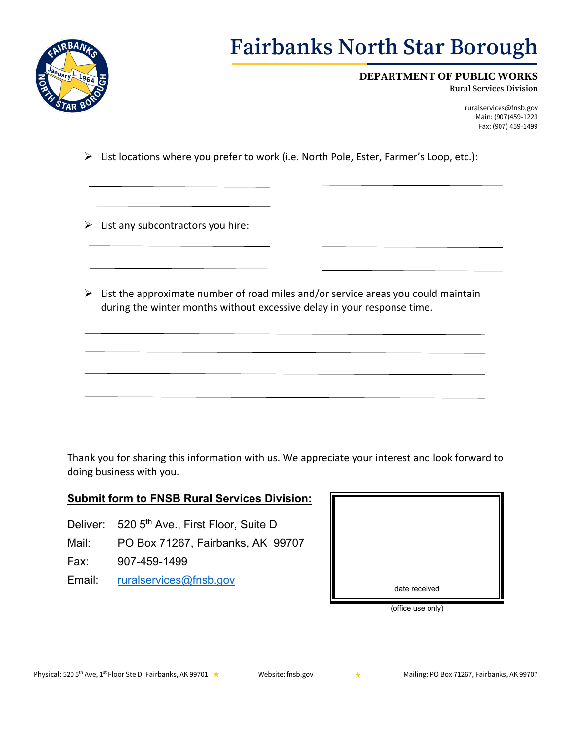# Fairbanks North Star Borough

**DEPARTMENT OF PUBLIC WORKS**
**Rural Services Division**

ruralservices@fnsb.gov
Main: (907)459-1223
Fax: (907) 459-1499

- List locations where you prefer to work (i.e. North Pole, Ester, Farmer's Loop, etc.):

______________________________ ______________________________

______________________________ ______________________________

- List any subcontractors you hire:

______________________________ ______________________________

______________________________ ______________________________

- List the approximate number of road miles and/or service areas you could maintain during the winter months without excessive delay in your response time.

____________________________________________________________

____________________________________________________________

____________________________________________________________

____________________________________________________________

Thank you for sharing this information with us. We appreciate your interest and look forward to doing business with you.

**Submit form to FNSB Rural Services Division:**

Deliver: 520 5th Ave., First Floor, Suite D
Mail: PO Box 71267, Fairbanks, AK 99707
Fax: 907-459-1499
Email: ruralservices@fnsb.gov

date received

(office use only)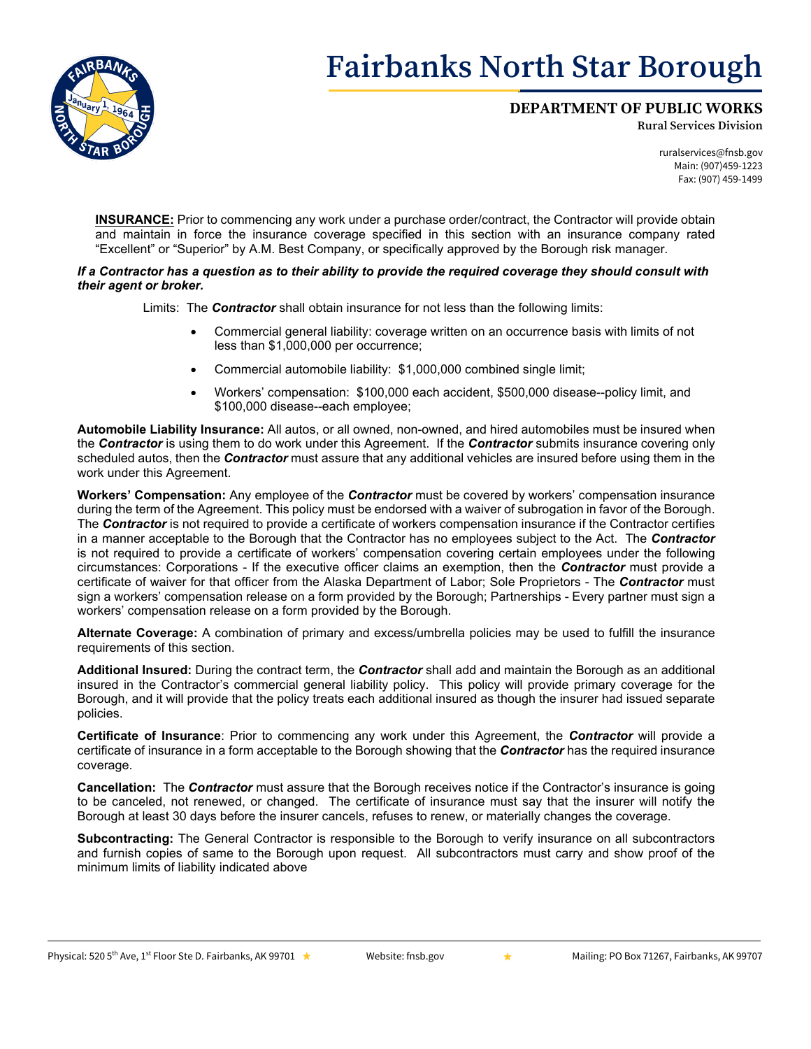# Fairbanks North Star Borough

## DEPARTMENT OF PUBLIC WORKS

**Rural Services Division**

ruralservices@fnsb.gov
Main: (907)459-1223
Fax: (907) 459-1499

**INSURANCE:** Prior to commencing any work under a purchase order/contract, the Contractor will provide obtain and maintain in force the insurance coverage specified in this section with an insurance company rated "Excellent" or "Superior" by A.M. Best Company, or specifically approved by the Borough risk manager.

***If a Contractor has a question as to their ability to provide the required coverage they should consult with their agent or broker.***

Limits: The ***Contractor*** shall obtain insurance for not less than the following limits:

- Commercial general liability: coverage written on an occurrence basis with limits of not less than $1,000,000 per occurrence;
- Commercial automobile liability: $1,000,000 combined single limit;
- Workers' compensation: $100,000 each accident, $500,000 disease--policy limit, and $100,000 disease--each employee;

**Automobile Liability Insurance:** All autos, or all owned, non-owned, and hired automobiles must be insured when the ***Contractor*** is using them to do work under this Agreement. If the ***Contractor*** submits insurance covering only scheduled autos, then the ***Contractor*** must assure that any additional vehicles are insured before using them in the work under this Agreement.

**Workers' Compensation:** Any employee of the ***Contractor*** must be covered by workers' compensation insurance during the term of the Agreement. This policy must be endorsed with a waiver of subrogation in favor of the Borough. The ***Contractor*** is not required to provide a certificate of workers compensation insurance if the Contractor certifies in a manner acceptable to the Borough that the Contractor has no employees subject to the Act. The ***Contractor*** is not required to provide a certificate of workers' compensation covering certain employees under the following circumstances: Corporations - If the executive officer claims an exemption, then the ***Contractor*** must provide a certificate of waiver for that officer from the Alaska Department of Labor; Sole Proprietors - The ***Contractor*** must sign a workers' compensation release on a form provided by the Borough; Partnerships - Every partner must sign a workers' compensation release on a form provided by the Borough.

**Alternate Coverage:** A combination of primary and excess/umbrella policies may be used to fulfill the insurance requirements of this section.

**Additional Insured:** During the contract term, the ***Contractor*** shall add and maintain the Borough as an additional insured in the Contractor's commercial general liability policy. This policy will provide primary coverage for the Borough, and it will provide that the policy treats each additional insured as though the insurer had issued separate policies.

**Certificate of Insurance**: Prior to commencing any work under this Agreement, the ***Contractor*** will provide a certificate of insurance in a form acceptable to the Borough showing that the ***Contractor*** has the required insurance coverage.

**Cancellation:** The ***Contractor*** must assure that the Borough receives notice if the Contractor's insurance is going to be canceled, not renewed, or changed. The certificate of insurance must say that the insurer will notify the Borough at least 30 days before the insurer cancels, refuses to renew, or materially changes the coverage.

**Subcontracting:** The General Contractor is responsible to the Borough to verify insurance on all subcontractors and furnish copies of same to the Borough upon request. All subcontractors must carry and show proof of the minimum limits of liability indicated above